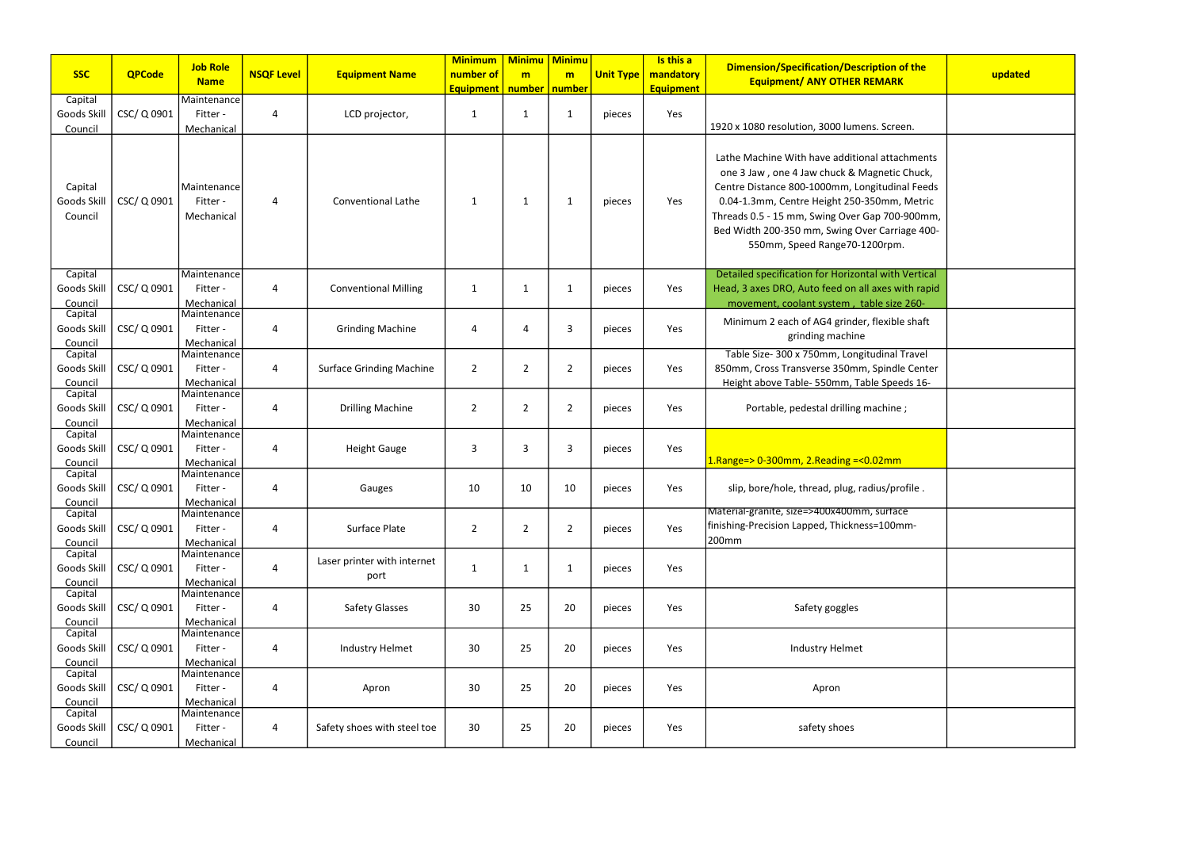| SSC | QPCode | Job Role Name | NSQF Level | Equipment Name | Minimum number of Equipment | Minimum number | Minimum number | Unit Type | Is this a mandatory Equipment | Dimension/Specification/Description of the Equipment/ ANY OTHER REMARK | updated |
|---|---|---|---|---|---|---|---|---|---|---|---|
| Capital Goods Skill Council | CSC/ Q 0901 | Maintenance Fitter - Mechanical | 4 | LCD projector, | 1 | 1 | 1 | pieces | Yes | 1920 x 1080 resolution, 3000 lumens. Screen. | |
| Capital Goods Skill Council | CSC/ Q 0901 | Maintenance Fitter - Mechanical | 4 | Conventional Lathe | 1 | 1 | 1 | pieces | Yes | Lathe Machine With have additional attachments one 3 Jaw , one 4 Jaw chuck & Magnetic Chuck, Centre Distance 800-1000mm, Longitudinal Feeds 0.04-1.3mm, Centre Height 250-350mm, Metric Threads 0.5 - 15 mm, Swing Over Gap 700-900mm, Bed Width 200-350 mm, Swing Over Carriage 400-550mm, Speed Range70-1200rpm. | |
| Capital Goods Skill Council | CSC/ Q 0901 | Maintenance Fitter - Mechanical | 4 | Conventional Milling | 1 | 1 | 1 | pieces | Yes | Detailed specification for Horizontal with Vertical Head, 3 axes DRO, Auto feed on all axes with rapid movement, coolant system , table size 260- | |
| Capital Goods Skill Council | CSC/ Q 0901 | Maintenance Fitter - Mechanical | 4 | Grinding Machine | 4 | 4 | 3 | pieces | Yes | Minimum 2 each of AG4 grinder, flexible shaft grinding machine | |
| Capital Goods Skill Council | CSC/ Q 0901 | Maintenance Fitter - Mechanical | 4 | Surface Grinding Machine | 2 | 2 | 2 | pieces | Yes | Table Size- 300 x 750mm, Longitudinal Travel 850mm, Cross Transverse 350mm, Spindle Center Height above Table- 550mm, Table Speeds 16- | |
| Capital Goods Skill Council | CSC/ Q 0901 | Maintenance Fitter - Mechanical | 4 | Drilling Machine | 2 | 2 | 2 | pieces | Yes | Portable, pedestal drilling machine ; | |
| Capital Goods Skill Council | CSC/ Q 0901 | Maintenance Fitter - Mechanical | 4 | Height Gauge | 3 | 3 | 3 | pieces | Yes | 1.Range=> 0-300mm, 2.Reading =<0.02mm | |
| Capital Goods Skill Council | CSC/ Q 0901 | Maintenance Fitter - Mechanical | 4 | Gauges | 10 | 10 | 10 | pieces | Yes | slip, bore/hole, thread, plug, radius/profile . | |
| Capital Goods Skill Council | CSC/ Q 0901 | Maintenance Fitter - Mechanical | 4 | Surface Plate | 2 | 2 | 2 | pieces | Yes | Material-granite, size=>400x400mm, surface finishing-Precision Lapped, Thickness=100mm-200mm | |
| Capital Goods Skill Council | CSC/ Q 0901 | Maintenance Fitter - Mechanical | 4 | Laser printer with internet port | 1 | 1 | 1 | pieces | Yes | | |
| Capital Goods Skill Council | CSC/ Q 0901 | Maintenance Fitter - Mechanical | 4 | Safety Glasses | 30 | 25 | 20 | pieces | Yes | Safety goggles | |
| Capital Goods Skill Council | CSC/ Q 0901 | Maintenance Fitter - Mechanical | 4 | Industry Helmet | 30 | 25 | 20 | pieces | Yes | Industry Helmet | |
| Capital Goods Skill Council | CSC/ Q 0901 | Maintenance Fitter - Mechanical | 4 | Apron | 30 | 25 | 20 | pieces | Yes | Apron | |
| Capital Goods Skill Council | CSC/ Q 0901 | Maintenance Fitter - Mechanical | 4 | Safety shoes with steel toe | 30 | 25 | 20 | pieces | Yes | safety shoes | |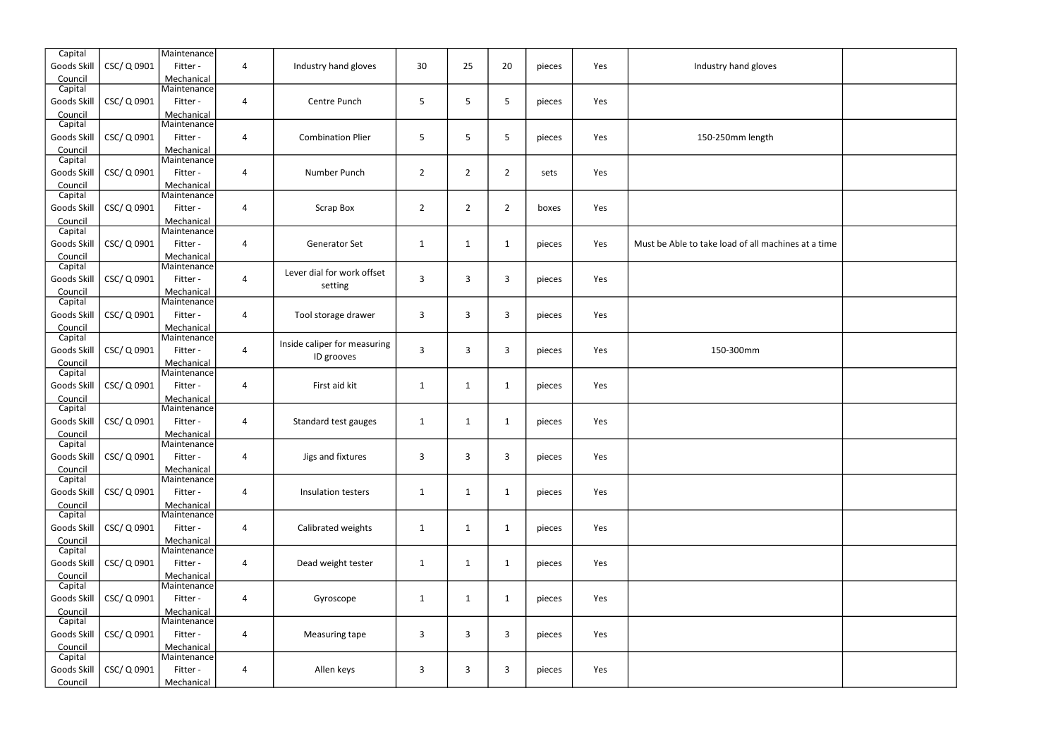| | | | | | | | | | | | |
|---|---|---|---|---|---|---|---|---|---|---|---|
| Capital Goods Skill Council | CSC/ Q 0901 | Maintenance Fitter - Mechanical | 4 | Industry hand gloves | 30 | 25 | 20 | pieces | Yes | Industry hand gloves | |
| Capital Goods Skill Council | CSC/ Q 0901 | Maintenance Fitter - Mechanical | 4 | Centre Punch | 5 | 5 | 5 | pieces | Yes | | |
| Capital Goods Skill Council | CSC/ Q 0901 | Maintenance Fitter - Mechanical | 4 | Combination Plier | 5 | 5 | 5 | pieces | Yes | 150-250mm length | |
| Capital Goods Skill Council | CSC/ Q 0901 | Maintenance Fitter - Mechanical | 4 | Number Punch | 2 | 2 | 2 | sets | Yes | | |
| Capital Goods Skill Council | CSC/ Q 0901 | Maintenance Fitter - Mechanical | 4 | Scrap Box | 2 | 2 | 2 | boxes | Yes | | |
| Capital Goods Skill Council | CSC/ Q 0901 | Maintenance Fitter - Mechanical | 4 | Generator Set | 1 | 1 | 1 | pieces | Yes | Must be Able to take load of all machines at a time | |
| Capital Goods Skill Council | CSC/ Q 0901 | Maintenance Fitter - Mechanical | 4 | Lever dial for work offset setting | 3 | 3 | 3 | pieces | Yes | | |
| Capital Goods Skill Council | CSC/ Q 0901 | Maintenance Fitter - Mechanical | 4 | Tool storage drawer | 3 | 3 | 3 | pieces | Yes | | |
| Capital Goods Skill Council | CSC/ Q 0901 | Maintenance Fitter - Mechanical | 4 | Inside caliper for measuring ID grooves | 3 | 3 | 3 | pieces | Yes | 150-300mm | |
| Capital Goods Skill Council | CSC/ Q 0901 | Maintenance Fitter - Mechanical | 4 | First aid kit | 1 | 1 | 1 | pieces | Yes | | |
| Capital Goods Skill Council | CSC/ Q 0901 | Maintenance Fitter - Mechanical | 4 | Standard test gauges | 1 | 1 | 1 | pieces | Yes | | |
| Capital Goods Skill Council | CSC/ Q 0901 | Maintenance Fitter - Mechanical | 4 | Jigs and fixtures | 3 | 3 | 3 | pieces | Yes | | |
| Capital Goods Skill Council | CSC/ Q 0901 | Maintenance Fitter - Mechanical | 4 | Insulation testers | 1 | 1 | 1 | pieces | Yes | | |
| Capital Goods Skill Council | CSC/ Q 0901 | Maintenance Fitter - Mechanical | 4 | Calibrated weights | 1 | 1 | 1 | pieces | Yes | | |
| Capital Goods Skill Council | CSC/ Q 0901 | Maintenance Fitter - Mechanical | 4 | Dead weight tester | 1 | 1 | 1 | pieces | Yes | | |
| Capital Goods Skill Council | CSC/ Q 0901 | Maintenance Fitter - Mechanical | 4 | Gyroscope | 1 | 1 | 1 | pieces | Yes | | |
| Capital Goods Skill Council | CSC/ Q 0901 | Maintenance Fitter - Mechanical | 4 | Measuring tape | 3 | 3 | 3 | pieces | Yes | | |
| Capital Goods Skill Council | CSC/ Q 0901 | Maintenance Fitter - Mechanical | 4 | Allen keys | 3 | 3 | 3 | pieces | Yes | | |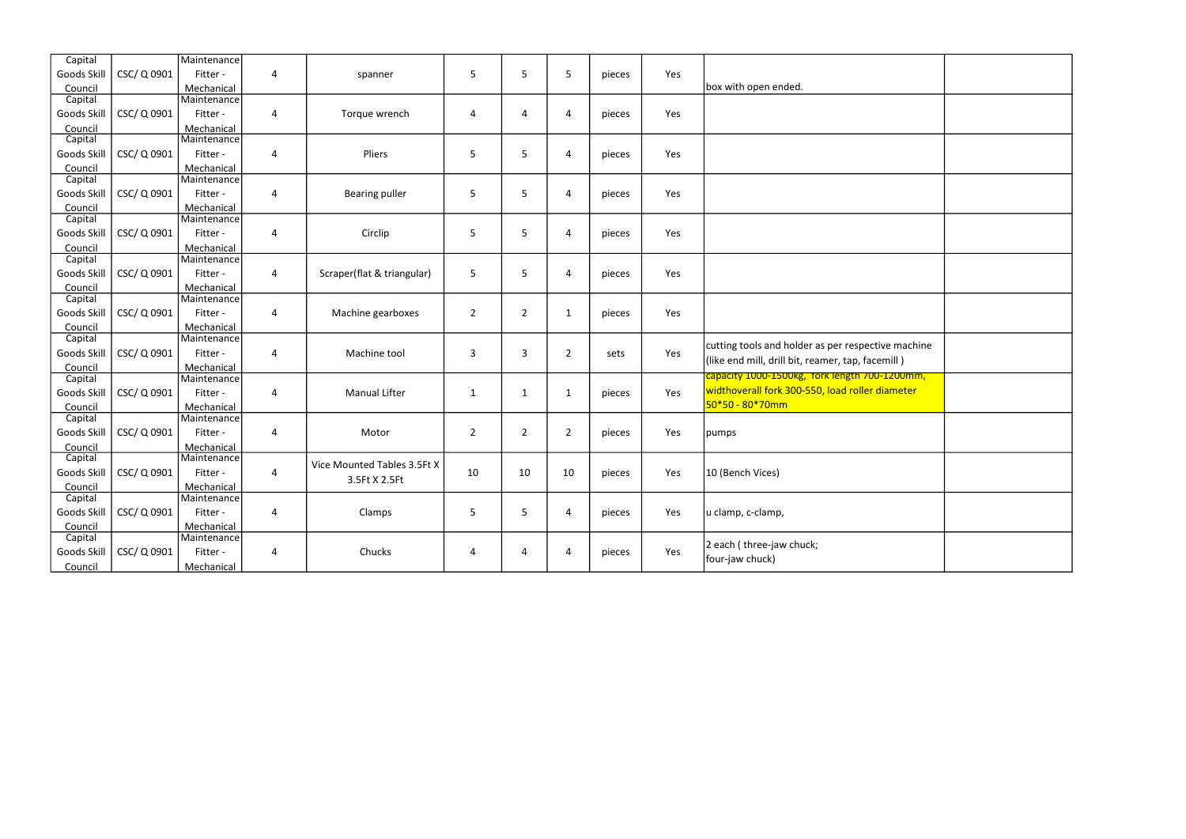| | | | | | | | | | | | |
|---|---|---|---|---|---|---|---|---|---|---|---|
| Capital Goods Skill Council | CSC/ Q 0901 | Maintenance Fitter - Mechanical | 4 | spanner | 5 | 5 | 5 | pieces | Yes | box with open ended. | |
| Capital Goods Skill Council | CSC/ Q 0901 | Maintenance Fitter - Mechanical | 4 | Torque wrench | 4 | 4 | 4 | pieces | Yes | | |
| Capital Goods Skill Council | CSC/ Q 0901 | Maintenance Fitter - Mechanical | 4 | Pliers | 5 | 5 | 4 | pieces | Yes | | |
| Capital Goods Skill Council | CSC/ Q 0901 | Maintenance Fitter - Mechanical | 4 | Bearing puller | 5 | 5 | 4 | pieces | Yes | | |
| Capital Goods Skill Council | CSC/ Q 0901 | Maintenance Fitter - Mechanical | 4 | Circlip | 5 | 5 | 4 | pieces | Yes | | |
| Capital Goods Skill Council | CSC/ Q 0901 | Maintenance Fitter - Mechanical | 4 | Scraper(flat & triangular) | 5 | 5 | 4 | pieces | Yes | | |
| Capital Goods Skill Council | CSC/ Q 0901 | Maintenance Fitter - Mechanical | 4 | Machine gearboxes | 2 | 2 | 1 | pieces | Yes | | |
| Capital Goods Skill Council | CSC/ Q 0901 | Maintenance Fitter - Mechanical | 4 | Machine tool | 3 | 3 | 2 | sets | Yes | cutting tools and holder as per respective machine (like end mill, drill bit, reamer, tap, facemill ) | |
| Capital Goods Skill Council | CSC/ Q 0901 | Maintenance Fitter - Mechanical | 4 | Manual Lifter | 1 | 1 | 1 | pieces | Yes | capacity 1000-1500kg, fork length 700-1200mm, widthoverall fork 300-550, load roller diameter 50*50 - 80*70mm | |
| Capital Goods Skill Council | CSC/ Q 0901 | Maintenance Fitter - Mechanical | 4 | Motor | 2 | 2 | 2 | pieces | Yes | pumps | |
| Capital Goods Skill Council | CSC/ Q 0901 | Maintenance Fitter - Mechanical | 4 | Vice Mounted Tables 3.5Ft X 3.5Ft X 2.5Ft | 10 | 10 | 10 | pieces | Yes | 10 (Bench Vices) | |
| Capital Goods Skill Council | CSC/ Q 0901 | Maintenance Fitter - Mechanical | 4 | Clamps | 5 | 5 | 4 | pieces | Yes | u clamp, c-clamp, | |
| Capital Goods Skill Council | CSC/ Q 0901 | Maintenance Fitter - Mechanical | 4 | Chucks | 4 | 4 | 4 | pieces | Yes | 2 each ( three-jaw chuck; four-jaw chuck) | |